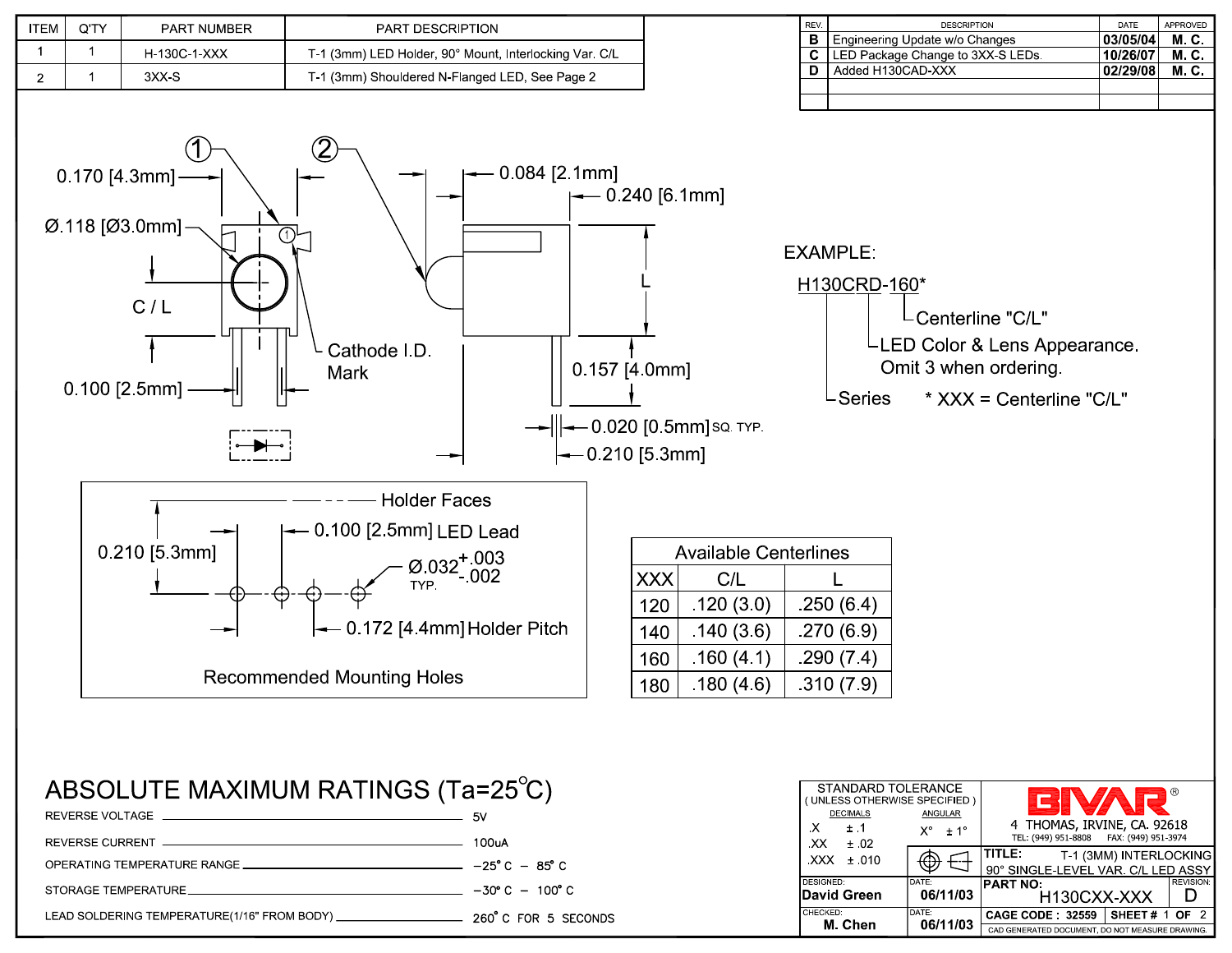| ITEM | Q'TY | PART NUMBER | PART DESCRIPTION |
|---|---|---|---|
| 1 | 1 | H-130C-1-XXX | T-1 (3mm) LED Holder, 90° Mount, Interlocking Var. C/L |
| 2 | 1 | 3XX-S | T-1 (3mm) Shouldered N-Flanged LED, See Page 2 |

| REV. | DESCRIPTION | DATE | APPROVED |
|---|---|---|---|
| B | Engineering Update w/o Changes | 03/05/04 | M. C. |
| C | LED Package Change to 3XX-S LEDs. | 10/26/07 | M. C. |
| D | Added H130CAD-XXX | 02/29/08 | M. C. |

0.170 [4.3mm]

Ø.118 [Ø3.0mm]

C / L

0.100 [2.5mm]

Cathode I.D. Mark

0.084 [2.1mm]

0.240 [6.1mm]

L

0.157 [4.0mm]

0.020 [0.5mm] SQ. TYP.

0.210 [5.3mm]

EXAMPLE:

H130CRD-160*

- Centerline "C/L"
- LED Color & Lens Appearance. Omit 3 when ordering.
- Series

\* XXX = Centerline "C/L"

**Recommended Mounting Holes**

- Holder Faces
- 0.210 [5.3mm]
- 0.100 [2.5mm] LED Lead
- Ø.032 +.003 / -.002 TYP.
- 0.172 [4.4mm] Holder Pitch

| Available Centerlines | | |
|---|---|---|
| XXX | C/L | L |
| 120 | .120 (3.0) | .250 (6.4) |
| 140 | .140 (3.6) | .270 (6.9) |
| 160 | .160 (4.1) | .290 (7.4) |
| 180 | .180 (4.6) | .310 (7.9) |

# ABSOLUTE MAXIMUM RATINGS (Ta=25°C)

| | |
|---|---|
| REVERSE VOLTAGE | 5V |
| REVERSE CURRENT | 100uA |
| OPERATING TEMPERATURE RANGE | −25° C − 85° C |
| STORAGE TEMPERATURE | −30° C − 100° C |
| LEAD SOLDERING TEMPERATURE(1/16" FROM BODY) | 260° C FOR 5 SECONDS |

STANDARD TOLERANCE (UNLESS OTHERWISE SPECIFIED)

| DECIMALS | | ANGULAR | |
|---|---|---|---|
| .X | ± .1 | X° | ± 1° |
| .XX | ± .02 | | |
| .XXX | ± .010 | | |

BIVAR®

4 THOMAS, IRVINE, CA. 92618
TEL: (949) 951-8808 FAX: (949) 951-3974

TITLE: T-1 (3MM) INTERLOCKING 90° SINGLE-LEVEL VAR. C/L LED ASSY

DESIGNED: David Green — DATE: 06/11/03

CHECKED: M. Chen — DATE: 06/11/03

PART NO: H130CXX-XXX — REVISION: D

CAGE CODE : 32559 — SHEET # 1 OF 2

CAD GENERATED DOCUMENT, DO NOT MEASURE DRAWING.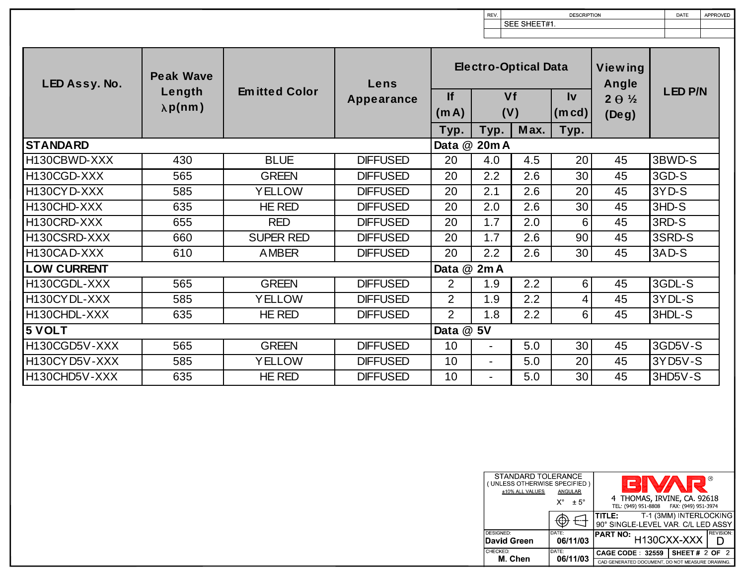| REV. | DESCRIPTION | DATE | APPROVED |
| --- | --- | --- | --- |
| | SEE SHEET#1. | | |

| LED Assy. No. | Peak Wave Length λp(nm) | Emitted Color | Lens Appearance | Electro-Optical Data | | | | Viewing Angle 2 Θ ½ (Deg) | LED P/N |
| --- | --- | --- | --- | --- | --- | --- | --- | --- | --- |
| | | | | If (mA) | Vf (V) | | Iv (mcd) | | |
| | | | | Typ. | Typ. | Max. | Typ. | | |
| **STANDARD** | | | | **Data @ 20mA** | | | | | |
| H130CBWD-XXX | 430 | BLUE | DIFFUSED | 20 | 4.0 | 4.5 | 20 | 45 | 3BWD-S |
| H130CGD-XXX | 565 | GREEN | DIFFUSED | 20 | 2.2 | 2.6 | 30 | 45 | 3GD-S |
| H130CYD-XXX | 585 | YELLOW | DIFFUSED | 20 | 2.1 | 2.6 | 20 | 45 | 3YD-S |
| H130CHD-XXX | 635 | HE RED | DIFFUSED | 20 | 2.0 | 2.6 | 30 | 45 | 3HD-S |
| H130CRD-XXX | 655 | RED | DIFFUSED | 20 | 1.7 | 2.0 | 6 | 45 | 3RD-S |
| H130CSRD-XXX | 660 | SUPER RED | DIFFUSED | 20 | 1.7 | 2.6 | 90 | 45 | 3SRD-S |
| H130CAD-XXX | 610 | AMBER | DIFFUSED | 20 | 2.2 | 2.6 | 30 | 45 | 3AD-S |
| **LOW CURRENT** | | | | **Data @ 2mA** | | | | | |
| H130CGDL-XXX | 565 | GREEN | DIFFUSED | 2 | 1.9 | 2.2 | 6 | 45 | 3GDL-S |
| H130CYDL-XXX | 585 | YELLOW | DIFFUSED | 2 | 1.9 | 2.2 | 4 | 45 | 3YDL-S |
| H130CHDL-XXX | 635 | HE RED | DIFFUSED | 2 | 1.8 | 2.2 | 6 | 45 | 3HDL-S |
| **5 VOLT** | | | | **Data @ 5V** | | | | | |
| H130CGD5V-XXX | 565 | GREEN | DIFFUSED | 10 | - | 5.0 | 30 | 45 | 3GD5V-S |
| H130CYD5V-XXX | 585 | YELLOW | DIFFUSED | 10 | - | 5.0 | 20 | 45 | 3YD5V-S |
| H130CHD5V-XXX | 635 | HE RED | DIFFUSED | 10 | - | 5.0 | 30 | 45 | 3HD5V-S |

STANDARD TOLERANCE
( UNLESS OTHERWISE SPECIFIED )
±10% ALL VALUES
ANGULAR
X° ± 5°

BIVAR®
4 THOMAS, IRVINE, CA. 92618
TEL: (949) 951-8808 FAX: (949) 951-3974

**TITLE:** T-1 (3MM) INTERLOCKING 90° SINGLE-LEVEL VAR. C/L LED ASSY

DESIGNED: **David Green** DATE: **06/11/03**

CHECKED: **M. Chen** DATE: **06/11/03**

**PART NO:** H130CXX-XXX REVISION: D

**CAGE CODE** : **32559** **SHEET #** 2 **OF** 2

CAD GENERATED DOCUMENT, DO NOT MEASURE DRAWING.